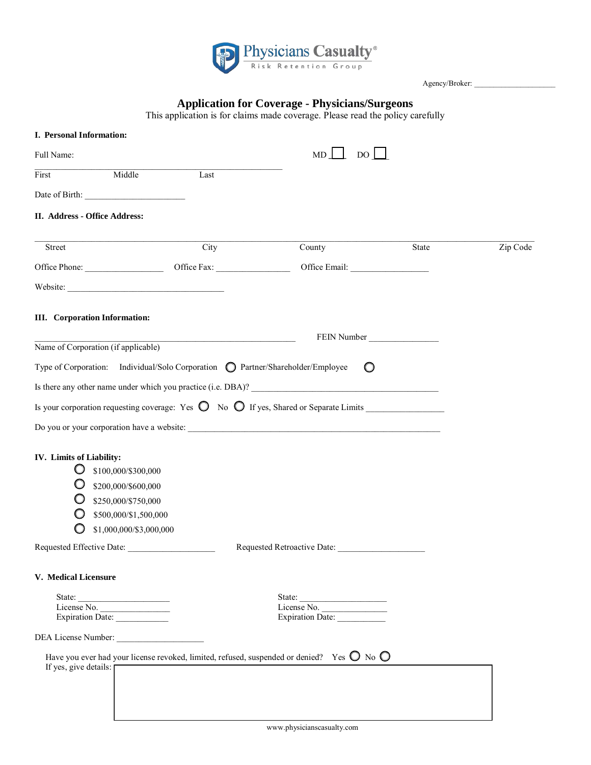Physicians Casualty®
Risk Retention Group

Agency/Broker: ____________________

# Application for Coverage - Physicians/Surgeons

This application is for claims made coverage. Please read the policy carefully

## I. Personal Information:

Full Name: ________________________________________ MD ☐ DO ☐

First Middle Last

Date of Birth: ______________________

## II. Address - Office Address:

_____________________________________________________________________________

Street City County State Zip Code

Office Phone: _________________ Office Fax: ________________ Office Email: _________________

Website: ___________________________________

## III. Corporation Information:

___________________________________________________________ FEIN Number _______________

Name of Corporation (if applicable)

Type of Corporation: Individual/Solo Corporation ○ Partner/Shareholder/Employee ○

Is there any other name under which you practice (i.e. DBA)? ___________________________________________

Is your corporation requesting coverage: Yes ○ No ○ If yes, Shared or Separate Limits _________________

Do you or your corporation have a website: ____________________________________________________________

## IV. Limits of Liability:

- ○ $100,000/$300,000
- ○ $200,000/$600,000
- ○ $250,000/$750,000
- ○ $500,000/$1,500,000
- ○ $1,000,000/$3,000,000

Requested Effective Date: ___________________ Requested Retroactive Date: ___________________

## V. Medical Licensure

State: _____________________ State: ____________________
License No. ________________ License No. _______________
Expiration Date: ____________ Expiration Date: ___________

DEA License Number: ___________________

Have you ever had your license revoked, limited, refused, suspended or denied? Yes ○ No ○

If yes, give details:

www.physicianscasualty.com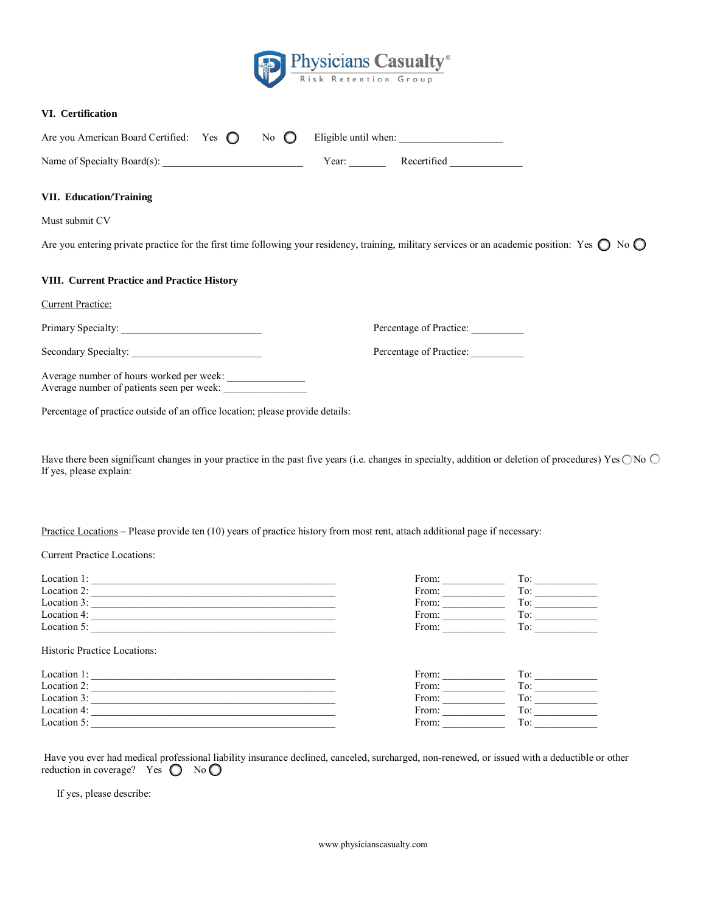### VI. Certification

Are you American Board Certified: Yes ◯ No ◯ Eligible until when: ___________________

Name of Specialty Board(s): ___________________________ Year: _______ Recertified ______________

### VII. Education/Training

Must submit CV

Are you entering private practice for the first time following your residency, training, military services or an academic position: Yes ◯ No ◯

### VIII. Current Practice and Practice History

Current Practice:

Primary Specialty: ___________________________ Percentage of Practice: __________

Secondary Specialty: _________________________ Percentage of Practice: __________

Average number of hours worked per week: _______________
Average number of patients seen per week: ________________

Percentage of practice outside of an office location; please provide details:

Have there been significant changes in your practice in the past five years (i.e. changes in specialty, addition or deletion of procedures) Yes ◯ No ◯
If yes, please explain:

Practice Locations – Please provide ten (10) years of practice history from most rent, attach additional page if necessary:

Current Practice Locations:

Location 1: ________________________________________________ From: ____________ To: ____________
Location 2: ________________________________________________ From: ____________ To: ____________
Location 3: ________________________________________________ From: ____________ To: ____________
Location 4: ________________________________________________ From: ____________ To: ____________
Location 5: ________________________________________________ From: ____________ To: ____________

Historic Practice Locations:

Location 1: ________________________________________________ From: ____________ To: ____________
Location 2: ________________________________________________ From: ____________ To: ____________
Location 3: ________________________________________________ From: ____________ To: ____________
Location 4: ________________________________________________ From: ____________ To: ____________
Location 5: ________________________________________________ From: ____________ To: ____________

Have you ever had medical professional liability insurance declined, canceled, surcharged, non-renewed, or issued with a deductible or other reduction in coverage? Yes ◯ No ◯

If yes, please describe:

www.physicianscasualty.com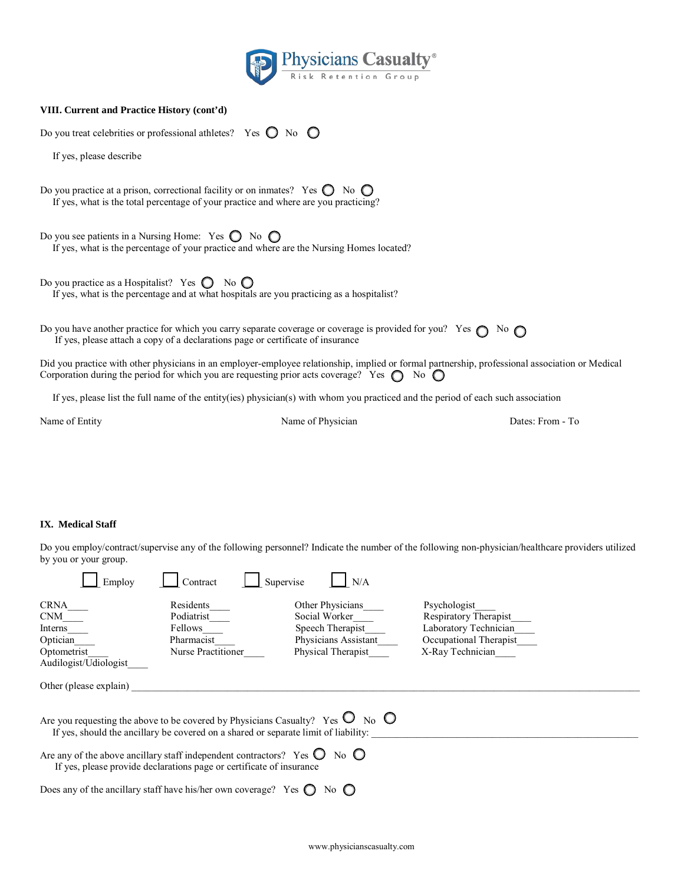Physicians Casualty®
Risk Retention Group

**VIII. Current and Practice History (cont'd)**

Do you treat celebrities or professional athletes? Yes ◯ No ◯

If yes, please describe

Do you practice at a prison, correctional facility or on inmates? Yes ◯ No ◯
If yes, what is the total percentage of your practice and where are you practicing?

Do you see patients in a Nursing Home: Yes ◯ No ◯
If yes, what is the percentage of your practice and where are the Nursing Homes located?

Do you practice as a Hospitalist? Yes ◯ No ◯
If yes, what is the percentage and at what hospitals are you practicing as a hospitalist?

Do you have another practice for which you carry separate coverage or coverage is provided for you? Yes ◯ No ◯
If yes, please attach a copy of a declarations page or certificate of insurance

Did you practice with other physicians in an employer-employee relationship, implied or formal partnership, professional association or Medical Corporation during the period for which you are requesting prior acts coverage? Yes ◯ No ◯

If yes, please list the full name of the entity(ies) physician(s) with whom you practiced and the period of each such association

| Name of Entity | Name of Physician | Dates: From - To |
|---|---|---|
| | | |

**IX. Medical Staff**

Do you employ/contract/supervise any of the following personnel? Indicate the number of the following non-physician/healthcare providers utilized by you or your group.

☐ Employ ☐ Contract ☐ Supervise ☐ N/A

| | | | |
|---|---|---|---|
| CRNA____ | Residents____ | Other Physicians____ | Psychologist____ |
| CNM____ | Podiatrist____ | Social Worker____ | Respiratory Therapist____ |
| Interns____ | Fellows____ | Speech Therapist____ | Laboratory Technician____ |
| Optician____ | Pharmacist____ | Physicians Assistant____ | Occupational Therapist____ |
| Optometrist____ | Nurse Practitioner____ | Physical Therapist____ | X-Ray Technician____ |
| Audiologist/Udiologist____ | | | |

Other (please explain) ____________________________________________

Are you requesting the above to be covered by Physicians Casualty? Yes ◯ No ◯
If yes, should the ancillary be covered on a shared or separate limit of liability: ____________________________

Are any of the above ancillary staff independent contractors? Yes ◯ No ◯
If yes, please provide declarations page or certificate of insurance

Does any of the ancillary staff have his/her own coverage? Yes ◯ No ◯

www.physicianscasualty.com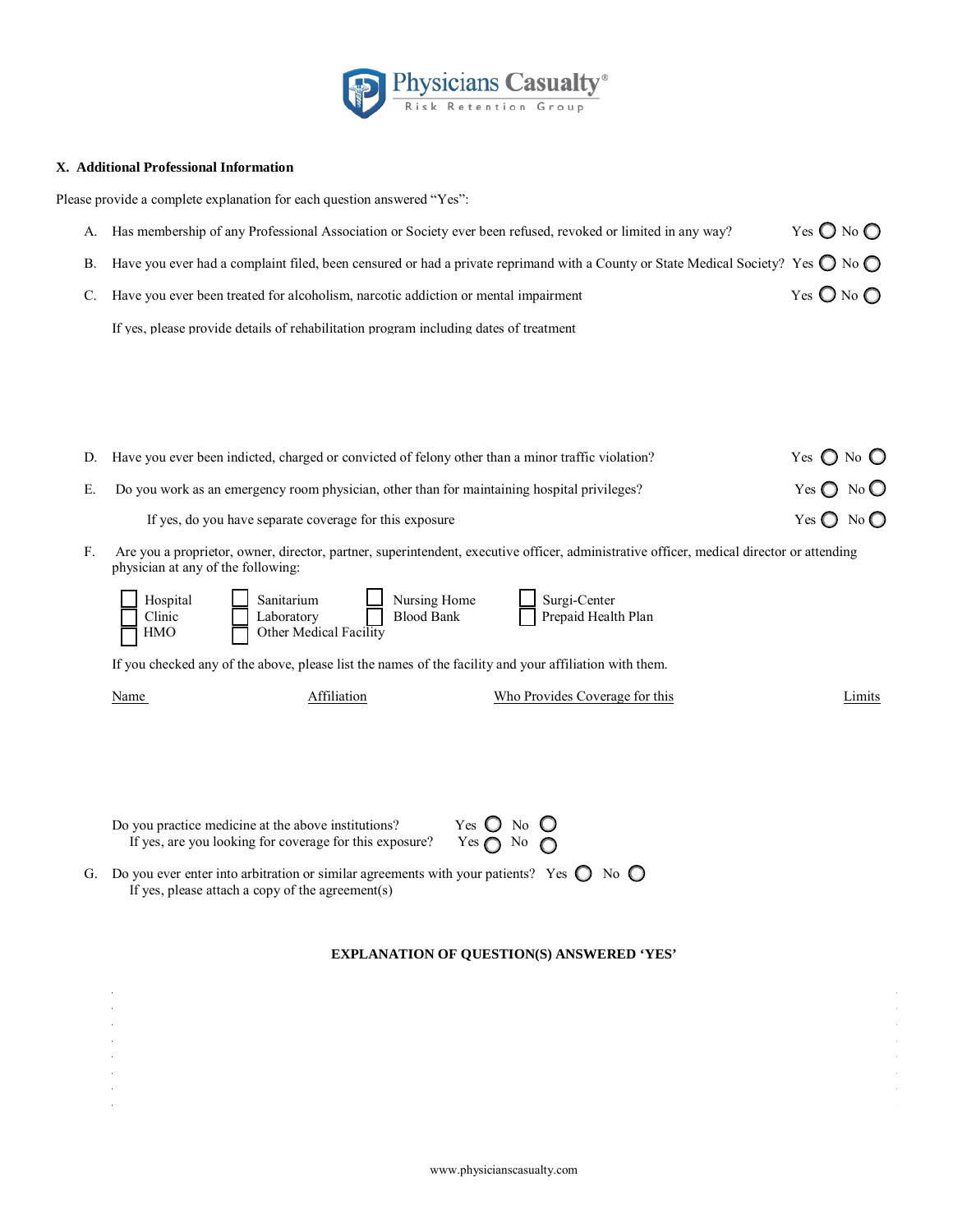**Physicians Casualty®**
Risk Retention Group

### X. Additional Professional Information

Please provide a complete explanation for each question answered "Yes":

A. Has membership of any Professional Association or Society ever been refused, revoked or limited in any way? Yes ◯ No ◯

B. Have you ever had a complaint filed, been censured or had a private reprimand with a County or State Medical Society? Yes ◯ No ◯

C. Have you ever been treated for alcoholism, narcotic addiction or mental impairment Yes ◯ No ◯

If yes, please provide details of rehabilitation program including dates of treatment

D. Have you ever been indicted, charged or convicted of felony other than a minor traffic violation? Yes ◯ No ◯

E. Do you work as an emergency room physician, other than for maintaining hospital privileges? Yes ◯ No ◯

If yes, do you have separate coverage for this exposure Yes ◯ No ◯

F. Are you a proprietor, owner, director, partner, superintendent, executive officer, administrative officer, medical director or attending physician at any of the following:

- ☐ Hospital
- ☐ Clinic
- ☐ HMO
- ☐ Sanitarium
- ☐ Laboratory
- ☐ Other Medical Facility
- ☐ Nursing Home
- ☐ Blood Bank
- ☐ Surgi-Center
- ☐ Prepaid Health Plan

If you checked any of the above, please list the names of the facility and your affiliation with them.

| Name | Affiliation | Who Provides Coverage for this | Limits |
| --- | --- | --- | --- |
| | | | |

Do you practice medicine at the above institutions? Yes ◯ No ◯
If yes, are you looking for coverage for this exposure? Yes ◯ No ◯

G. Do you ever enter into arbitration or similar agreements with your patients? Yes ◯ No ◯
If yes, please attach a copy of the agreement(s)

**EXPLANATION OF QUESTION(S) ANSWERED 'YES'**

www.physicianscasualty.com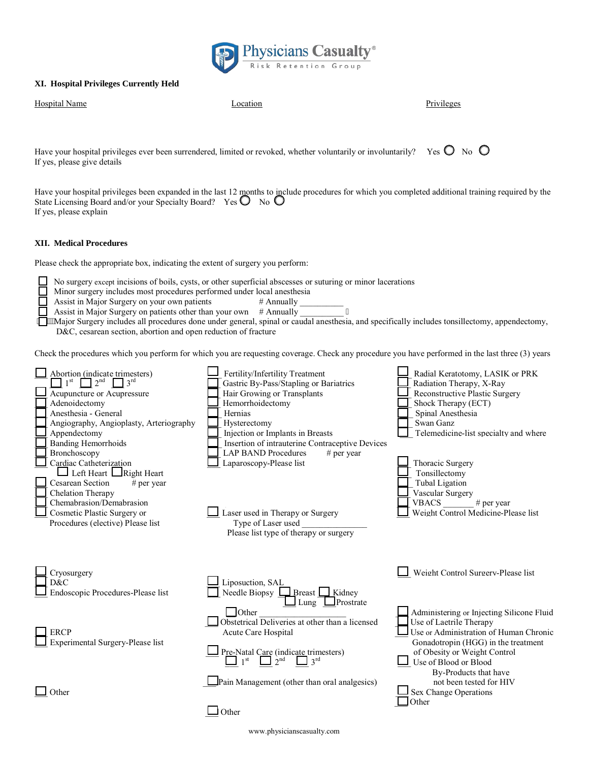### XI. Hospital Privileges Currently Held

| Hospital Name | Location | Privileges |
| --- | --- | --- |
| | | |

Have your hospital privileges ever been surrendered, limited or revoked, whether voluntarily or involuntarily? Yes ○ No ○
If yes, please give details

Have your hospital privileges been expanded in the last 12 months to include procedures for which you completed additional training required by the State Licensing Board and/or your Specialty Board? Yes ○ No ○
If yes, please explain

### XII. Medical Procedures

Please check the appropriate box, indicating the extent of surgery you perform:

- ☐ No surgery except incisions of boils, cysts, or other superficial abscesses or suturing or minor lacerations
- ☐ Minor surgery includes most procedures performed under local anesthesia
- ☐ Assist in Major Surgery on your own patients # Annually __________
- ☐ Assist in Major Surgery on patients other than your own # Annually __________
- ☐ Major Surgery includes all procedures done under general, spinal or caudal anesthesia, and specifically includes tonsillectomy, appendectomy, D&C, cesarean section, abortion and open reduction of fracture

Check the procedures which you perform for which you are requesting coverage. Check any procedure you have performed in the last three (3) years

- ☐ Abortion (indicate trimesters) ☐ 1st ☐ 2nd ☐ 3rd
- ☐ Acupuncture or Acupressure
- ☐ Adenoidectomy
- ☐ Anesthesia - General
- ☐ Angiography, Angioplasty, Arteriography
- ☐ Appendectomy
- ☐ Banding Hemorrhoids
- ☐ Bronchoscopy
- ☐ Cardiac Catheterization ☐ Left Heart ☐ Right Heart
- ☐ Cesarean Section # per year
- ☐ Chelation Therapy
- ☐ Chemabrasion/Demabrasion
- ☐ Cosmetic Plastic Surgery or Procedures (elective) Please list
- ☐ Cryosurgery
- ☐ D&C
- ☐ Endoscopic Procedures-Please list
- ☐ ERCP
- ☐ Experimental Surgery-Please list
- ☐ Other
- ☐ Fertility/Infertility Treatment
- ☐ Gastric By-Pass/Stapling or Bariatrics
- ☐ Hair Growing or Transplants
- ☐ Hemorrhoidectomy
- ☐ Hernias
- ☐ Hysterectomy
- ☐ Injection or Implants in Breasts
- ☐ Insertion of intrauterine Contraceptive Devices
- ☐ LAP BAND Procedures # per year
- ☐ Laparoscopy-Please list
- ☐ Laser used in Therapy or Surgery
  Type of Laser used _______________
  Please list type of therapy or surgery
- ☐ Liposuction, SAL
- ☐ Needle Biopsy ☐ Breast ☐ Kidney ☐ Lung ☐ Prostrate ☐ Other ____________________
- ☐ Obstetrical Deliveries at other than a licensed Acute Care Hospital
- ☐ Pre-Natal Care (indicate trimesters) ☐ 1st ☐ 2nd ☐ 3rd
- ☐ Pain Management (other than oral analgesics)
- ☐ Other
- ☐ Radial Keratotomy, LASIK or PRK
- ☐ Radiation Therapy, X-Ray
- ☐ Reconstructive Plastic Surgery
- ☐ Shock Therapy (ECT)
- ☐ Spinal Anesthesia
- ☐ Swan Ganz
- ☐ Telemedicine-list specialty and where
- ☐ Thoracic Surgery
- ☐ Tonsillectomy
- ☐ Tubal Ligation
- ☐ Vascular Surgery
- ☐ VBACS _______ # per year
- ☐ Weight Control Medicine-Please list
- ☐ Weight Control Surgery-Please list
- ☐ Administering or Injecting Silicone Fluid
- ☐ Use of Laetrile Therapy
- ☐ Use or Administration of Human Chronic Gonadotropin (HGG) in the treatment of Obesity or Weight Control
- ☐ Use of Blood or Blood By-Products that have not been tested for HIV
- ☐ Sex Change Operations
- ☐ Other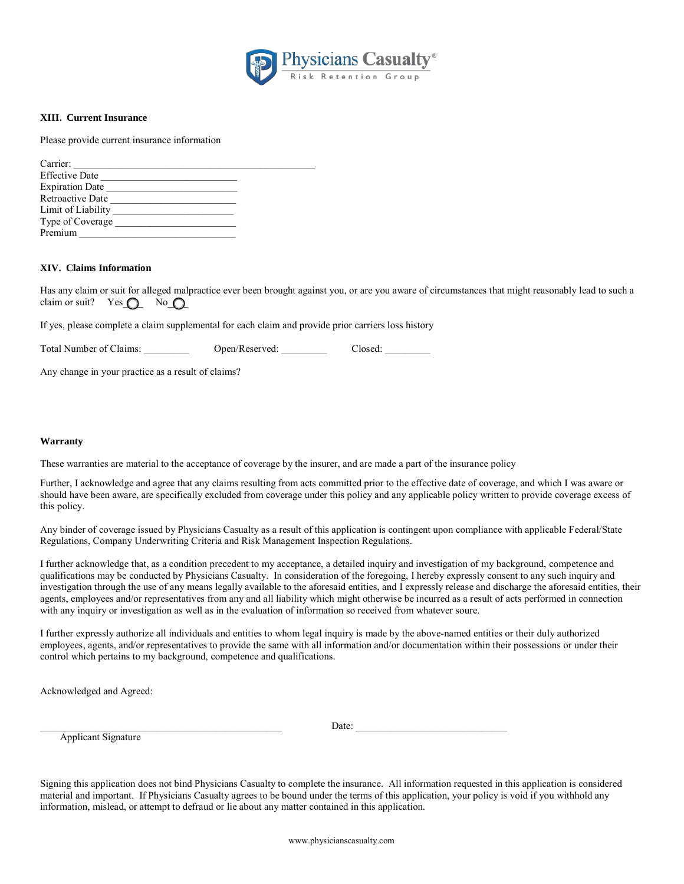### XIII. Current Insurance

Please provide current insurance information

Carrier: ______________________________________________
Effective Date __________________________
Expiration Date __________________________
Retroactive Date _________________________
Limit of Liability ________________________
Type of Coverage ________________________
Premium ______________________________

### XIV. Claims Information

Has any claim or suit for alleged malpractice ever been brought against you, or are you aware of circumstances that might reasonably lead to such a claim or suit? Yes ◯ No ◯

If yes, please complete a claim supplemental for each claim and provide prior carriers loss history

Total Number of Claims: _________ Open/Reserved: _________ Closed: _________

Any change in your practice as a result of claims?

### Warranty

These warranties are material to the acceptance of coverage by the insurer, and are made a part of the insurance policy

Further, I acknowledge and agree that any claims resulting from acts committed prior to the effective date of coverage, and which I was aware or should have been aware, are specifically excluded from coverage under this policy and any applicable policy written to provide coverage excess of this policy.

Any binder of coverage issued by Physicians Casualty as a result of this application is contingent upon compliance with applicable Federal/State Regulations, Company Underwriting Criteria and Risk Management Inspection Regulations.

I further acknowledge that, as a condition precedent to my acceptance, a detailed inquiry and investigation of my background, competence and qualifications may be conducted by Physicians Casualty. In consideration of the foregoing, I hereby expressly consent to any such inquiry and investigation through the use of any means legally available to the aforesaid entities, and I expressly release and discharge the aforesaid entities, their agents, employees and/or representatives from any and all liability which might otherwise be incurred as a result of acts performed in connection with any inquiry or investigation as well as in the evaluation of information so received from whatever soure.

I further expressly authorize all individuals and entities to whom legal inquiry is made by the above-named entities or their duly authorized employees, agents, and/or representatives to provide the same with all information and/or documentation within their possessions or under their control which pertains to my background, competence and qualifications.

Acknowledged and Agreed:

_________________________________________________ Date: ______________________________
Applicant Signature

Signing this application does not bind Physicians Casualty to complete the insurance. All information requested in this application is considered material and important. If Physicians Casualty agrees to be bound under the terms of this application, your policy is void if you withhold any information, mislead, or attempt to defraud or lie about any matter contained in this application.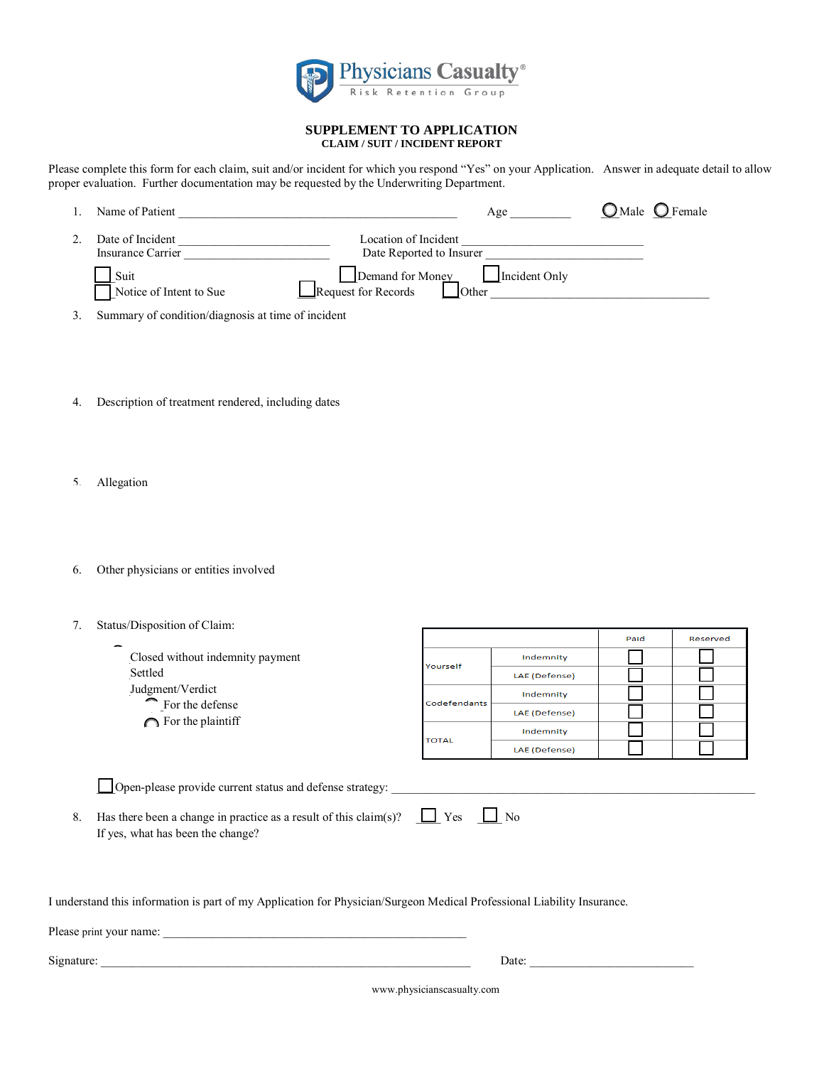Physicians Casualty®
Risk Retention Group

## SUPPLEMENT TO APPLICATION
### CLAIM / SUIT / INCIDENT REPORT

Please complete this form for each claim, suit and/or incident for which you respond "Yes" on your Application. Answer in adequate detail to allow proper evaluation. Further documentation may be requested by the Underwriting Department.

1. Name of Patient ______________________________________________ Age __________ ◯ Male ◯ Female

2. Date of Incident _________________________ Location of Incident __________________________
   Insurance Carrier ________________________ Date Reported to Insurer _________________________

   ☐ Suit ☐ Demand for Money ☐ Incident Only
   ☐ Notice of Intent to Sue ☐ Request for Records ☐ Other ___________________________________

3. Summary of condition/diagnosis at time of incident

4. Description of treatment rendered, including dates

5. Allegation

6. Other physicians or entities involved

7. Status/Disposition of Claim:

   Closed without indemnity payment
   Settled
   Judgment/Verdict
   ◯ For the defense
   ◯ For the plaintiff

| | | Paid | Reserved |
|---|---|---|---|
| Yourself | Indemnity | ☐ | ☐ |
| | LAE (Defense) | ☐ | ☐ |
| Codefendants | Indemnity | ☐ | ☐ |
| | LAE (Defense) | ☐ | ☐ |
| TOTAL | Indemnity | ☐ | ☐ |
| | LAE (Defense) | ☐ | ☐ |

   ☐ Open-please provide current status and defense strategy: _____________________________________________

8. Has there been a change in practice as a result of this claim(s)? ☐ Yes ☐ No
   If yes, what has been the change?

I understand this information is part of my Application for Physician/Surgeon Medical Professional Liability Insurance.

Please print your name: _______________________________________________

Signature: ____________________________________________________________ Date: ___________________________

www.physicianscasualty.com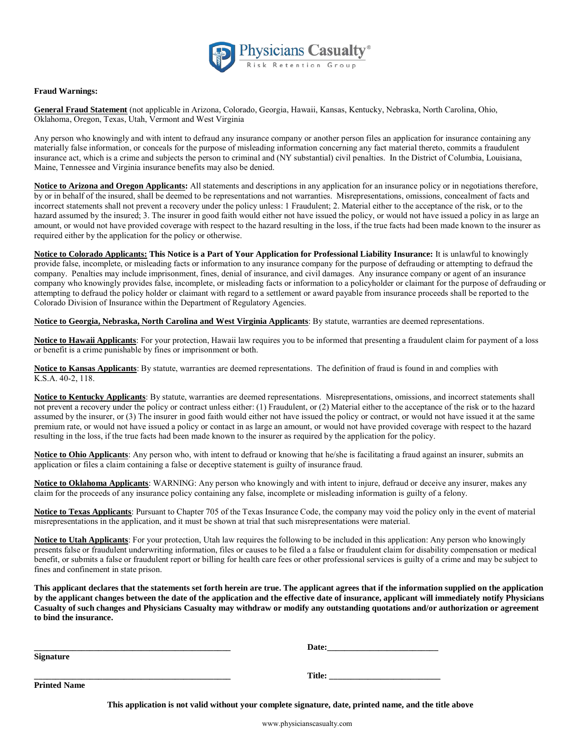**Fraud Warnings:**

**General Fraud Statement** (not applicable in Arizona, Colorado, Georgia, Hawaii, Kansas, Kentucky, Nebraska, North Carolina, Ohio, Oklahoma, Oregon, Texas, Utah, Vermont and West Virginia

Any person who knowingly and with intent to defraud any insurance company or another person files an application for insurance containing any materially false information, or conceals for the purpose of misleading information concerning any fact material thereto, commits a fraudulent insurance act, which is a crime and subjects the person to criminal and (NY substantial) civil penalties. In the District of Columbia, Louisiana, Maine, Tennessee and Virginia insurance benefits may also be denied.

**Notice to Arizona and Oregon Applicants:** All statements and descriptions in any application for an insurance policy or in negotiations therefore, by or in behalf of the insured, shall be deemed to be representations and not warranties. Misrepresentations, omissions, concealment of facts and incorrect statements shall not prevent a recovery under the policy unless: 1 Fraudulent; 2. Material either to the acceptance of the risk, or to the hazard assumed by the insured; 3. The insurer in good faith would either not have issued the policy, or would not have issued a policy in as large an amount, or would not have provided coverage with respect to the hazard resulting in the loss, if the true facts had been made known to the insurer as required either by the application for the policy or otherwise.

**Notice to Colorado Applicants: This Notice is a Part of Your Application for Professional Liability Insurance:** It is unlawful to knowingly provide false, incomplete, or misleading facts or information to any insurance company for the purpose of defrauding or attempting to defraud the company. Penalties may include imprisonment, fines, denial of insurance, and civil damages. Any insurance company or agent of an insurance company who knowingly provides false, incomplete, or misleading facts or information to a policyholder or claimant for the purpose of defrauding or attempting to defraud the policy holder or claimant with regard to a settlement or award payable from insurance proceeds shall be reported to the Colorado Division of Insurance within the Department of Regulatory Agencies.

**Notice to Georgia, Nebraska, North Carolina and West Virginia Applicants**: By statute, warranties are deemed representations.

**Notice to Hawaii Applicants**: For your protection, Hawaii law requires you to be informed that presenting a fraudulent claim for payment of a loss or benefit is a crime punishable by fines or imprisonment or both.

**Notice to Kansas Applicants**: By statute, warranties are deemed representations. The definition of fraud is found in and complies with K.S.A. 40-2, 118.

**Notice to Kentucky Applicants**: By statute, warranties are deemed representations. Misrepresentations, omissions, and incorrect statements shall not prevent a recovery under the policy or contract unless either: (1) Fraudulent, or (2) Material either to the acceptance of the risk or to the hazard assumed by the insurer, or (3) The insurer in good faith would either not have issued the policy or contract, or would not have issued it at the same premium rate, or would not have issued a policy or contact in as large an amount, or would not have provided coverage with respect to the hazard resulting in the loss, if the true facts had been made known to the insurer as required by the application for the policy.

**Notice to Ohio Applicants**: Any person who, with intent to defraud or knowing that he/she is facilitating a fraud against an insurer, submits an application or files a claim containing a false or deceptive statement is guilty of insurance fraud.

**Notice to Oklahoma Applicants**: WARNING: Any person who knowingly and with intent to injure, defraud or deceive any insurer, makes any claim for the proceeds of any insurance policy containing any false, incomplete or misleading information is guilty of a felony.

**Notice to Texas Applicants**: Pursuant to Chapter 705 of the Texas Insurance Code, the company may void the policy only in the event of material misrepresentations in the application, and it must be shown at trial that such misrepresentations were material.

**Notice to Utah Applicants**: For your protection, Utah law requires the following to be included in this application: Any person who knowingly presents false or fraudulent underwriting information, files or causes to be filed a a false or fraudulent claim for disability compensation or medical benefit, or submits a false or fraudulent report or billing for health care fees or other professional services is guilty of a crime and may be subject to fines and confinement in state prison.

**This applicant declares that the statements set forth herein are true. The applicant agrees that if the information supplied on the application by the applicant changes between the date of the application and the effective date of insurance, applicant will immediately notify Physicians Casualty of such changes and Physicians Casualty may withdraw or modify any outstanding quotations and/or authorization or agreement to bind the insurance.**

_______________________________________________ **Date:**__________________________

**Signature**

_______________________________________________ **Title:** __________________________

**Printed Name**

**This application is not valid without your complete signature, date, printed name, and the title above**

www.physicianscasualty.com